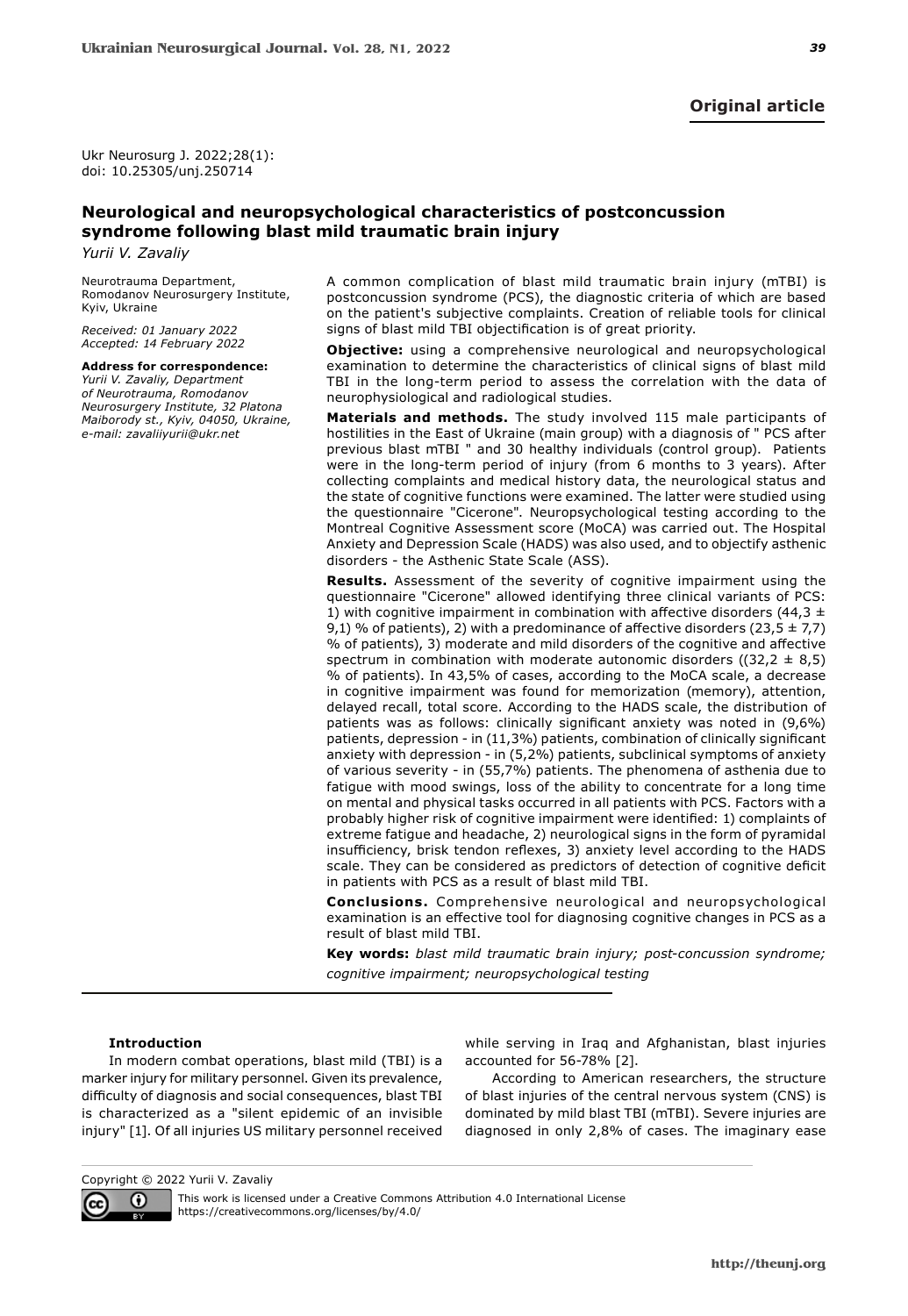**Original article**

Ukr Neurosurg J. 2022;28(1):
doi: 10.25305/unj.250714

# Neurological and neuropsychological characteristics of postconcussion syndrome following blast mild traumatic brain injury

*Yurii V. Zavaliy*

Neurotrauma Department, Romodanov Neurosurgery Institute, Kyiv, Ukraine

*Received: 01 January 2022*
*Accepted: 14 February 2022*

**Address for correspondence:**
*Yurii V. Zavaliy, Department of Neurotrauma, Romodanov Neurosurgery Institute, 32 Platona Maiborody st., Kyiv, 04050, Ukraine, e-mail: zavaliiyurii@ukr.net*

A common complication of blast mild traumatic brain injury (mTBI) is postconcussion syndrome (PCS), the diagnostic criteria of which are based on the patient's subjective complaints. Creation of reliable tools for clinical signs of blast mild TBI objectification is of great priority.

**Objective:** using a comprehensive neurological and neuropsychological examination to determine the characteristics of clinical signs of blast mild TBI in the long-term period to assess the correlation with the data of neurophysiological and radiological studies.

**Materials and methods.** The study involved 115 male participants of hostilities in the East of Ukraine (main group) with a diagnosis of " PCS after previous blast mTBI " and 30 healthy individuals (control group). Patients were in the long-term period of injury (from 6 months to 3 years). After collecting complaints and medical history data, the neurological status and the state of cognitive functions were examined. The latter were studied using the questionnaire "Cicerone". Neuropsychological testing according to the Montreal Cognitive Assessment score (MoCA) was carried out. The Hospital Anxiety and Depression Scale (HADS) was also used, and to objectify asthenic disorders - the Asthenic State Scale (ASS).

**Results.** Assessment of the severity of cognitive impairment using the questionnaire "Cicerone" allowed identifying three clinical variants of PCS: 1) with cognitive impairment in combination with affective disorders (44,3 ± 9,1) % of patients), 2) with a predominance of affective disorders (23,5 ± 7,7) % of patients), 3) moderate and mild disorders of the cognitive and affective spectrum in combination with moderate autonomic disorders ((32,2 ± 8,5) % of patients). In 43,5% of cases, according to the MoCA scale, a decrease in cognitive impairment was found for memorization (memory), attention, delayed recall, total score. According to the HADS scale, the distribution of patients was as follows: clinically significant anxiety was noted in (9,6%) patients, depression - in (11,3%) patients, combination of clinically significant anxiety with depression - in (5,2%) patients, subclinical symptoms of anxiety of various severity - in (55,7%) patients. The phenomena of asthenia due to fatigue with mood swings, loss of the ability to concentrate for a long time on mental and physical tasks occurred in all patients with PCS. Factors with a probably higher risk of cognitive impairment were identified: 1) complaints of extreme fatigue and headache, 2) neurological signs in the form of pyramidal insufficiency, brisk tendon reflexes, 3) anxiety level according to the HADS scale. They can be considered as predictors of detection of cognitive deficit in patients with PCS as a result of blast mild TBI.

**Conclusions.** Comprehensive neurological and neuropsychological examination is an effective tool for diagnosing cognitive changes in PCS as a result of blast mild TBI.

**Key words:** *blast mild traumatic brain injury; post-concussion syndrome; cognitive impairment; neuropsychological testing*

## Introduction

In modern combat operations, blast mild (TBI) is a marker injury for military personnel. Given its prevalence, difficulty of diagnosis and social consequences, blast TBI is characterized as a "silent epidemic of an invisible injury" [1]. Of all injuries US military personnel received while serving in Iraq and Afghanistan, blast injuries accounted for 56-78% [2].

According to American researchers, the structure of blast injuries of the central nervous system (CNS) is dominated by mild blast TBI (mTBI). Severe injuries are diagnosed in only 2,8% of cases. The imaginary ease

Copyright © 2022 Yurii V. Zavaliy

This work is licensed under a Creative Commons Attribution 4.0 International License
https://creativecommons.org/licenses/by/4.0/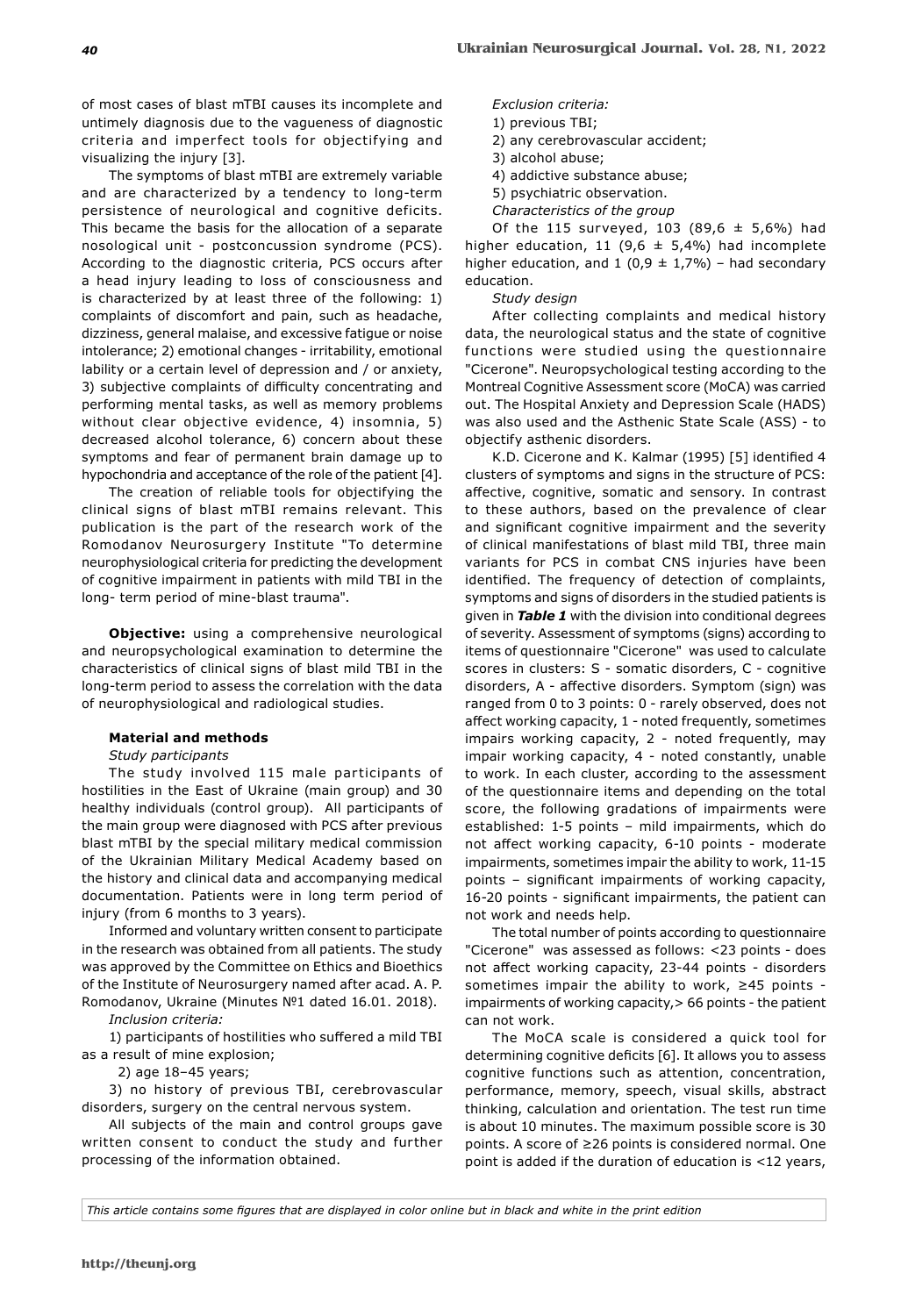of most cases of blast mTBI causes its incomplete and untimely diagnosis due to the vagueness of diagnostic criteria and imperfect tools for objectifying and visualizing the injury [3].

The symptoms of blast mTBI are extremely variable and are characterized by a tendency to long-term persistence of neurological and cognitive deficits. This became the basis for the allocation of a separate nosological unit - postconcussion syndrome (PCS). According to the diagnostic criteria, PCS occurs after a head injury leading to loss of consciousness and is characterized by at least three of the following: 1) complaints of discomfort and pain, such as headache, dizziness, general malaise, and excessive fatigue or noise intolerance; 2) emotional changes - irritability, emotional lability or a certain level of depression and / or anxiety, 3) subjective complaints of difficulty concentrating and performing mental tasks, as well as memory problems without clear objective evidence, 4) insomnia, 5) decreased alcohol tolerance, 6) concern about these symptoms and fear of permanent brain damage up to hypochondria and acceptance of the role of the patient [4].

The creation of reliable tools for objectifying the clinical signs of blast mTBI remains relevant. This publication is the part of the research work of the Romodanov Neurosurgery Institute "To determine neurophysiological criteria for predicting the development of cognitive impairment in patients with mild TBI in the long- term period of mine-blast trauma".

**Objective:** using a comprehensive neurological and neuropsychological examination to determine the characteristics of clinical signs of blast mild TBI in the long-term period to assess the correlation with the data of neurophysiological and radiological studies.

## Material and methods

*Study participants*

The study involved 115 male participants of hostilities in the East of Ukraine (main group) and 30 healthy individuals (control group). All participants of the main group were diagnosed with PCS after previous blast mTBI by the special military medical commission of the Ukrainian Military Medical Academy based on the history and clinical data and accompanying medical documentation. Patients were in long term period of injury (from 6 months to 3 years).

Informed and voluntary written consent to participate in the research was obtained from all patients. The study was approved by the Committee on Ethics and Bioethics of the Institute of Neurosurgery named after acad. A. P. Romodanov, Ukraine (Minutes №1 dated 16.01. 2018).

*Inclusion criteria:*

1) participants of hostilities who suffered a mild TBI as a result of mine explosion;

2) age 18–45 years;

3) no history of previous TBI, cerebrovascular disorders, surgery on the central nervous system.

All subjects of the main and control groups gave written consent to conduct the study and further processing of the information obtained.

*Exclusion criteria:*

1) previous TBI;

2) any cerebrovascular accident;

3) alcohol abuse;

4) addictive substance abuse;

5) psychiatric observation.

*Characteristics of the group*

Of the 115 surveyed, 103 (89,6 ± 5,6%) had higher education, 11 (9,6 ± 5,4%) had incomplete higher education, and 1 (0,9 ± 1,7%) – had secondary education.

*Study design*

After collecting complaints and medical history data, the neurological status and the state of cognitive functions were studied using the questionnaire "Cicerone". Neuropsychological testing according to the Montreal Cognitive Assessment score (MoCA) was carried out. The Hospital Anxiety and Depression Scale (HADS) was also used and the Asthenic State Scale (ASS) - to objectify asthenic disorders.

K.D. Cicerone and K. Kalmar (1995) [5] identified 4 clusters of symptoms and signs in the structure of PCS: affective, cognitive, somatic and sensory. In contrast to these authors, based on the prevalence of clear and significant cognitive impairment and the severity of clinical manifestations of blast mild TBI, three main variants for PCS in combat CNS injuries have been identified. The frequency of detection of complaints, symptoms and signs of disorders in the studied patients is given in ***Table 1*** with the division into conditional degrees of severity. Assessment of symptoms (signs) according to items of questionnaire "Cicerone" was used to calculate scores in clusters: S - somatic disorders, C - cognitive disorders, A - affective disorders. Symptom (sign) was ranged from 0 to 3 points: 0 - rarely observed, does not affect working capacity, 1 - noted frequently, sometimes impairs working capacity, 2 - noted frequently, may impair working capacity, 4 - noted constantly, unable to work. In each cluster, according to the assessment of the questionnaire items and depending on the total score, the following gradations of impairments were established: 1-5 points – mild impairments, which do not affect working capacity, 6-10 points - moderate impairments, sometimes impair the ability to work, 11-15 points – significant impairments of working capacity, 16-20 points - significant impairments, the patient can not work and needs help.

The total number of points according to questionnaire "Cicerone" was assessed as follows: <23 points - does not affect working capacity, 23-44 points - disorders sometimes impair the ability to work, ≥45 points - impairments of working capacity,> 66 points - the patient can not work.

The MoCA scale is considered a quick tool for determining cognitive deficits [6]. It allows you to assess cognitive functions such as attention, concentration, performance, memory, speech, visual skills, abstract thinking, calculation and orientation. The test run time is about 10 minutes. The maximum possible score is 30 points. A score of ≥26 points is considered normal. One point is added if the duration of education is <12 years,

*This article contains some figures that are displayed in color online but in black and white in the print edition*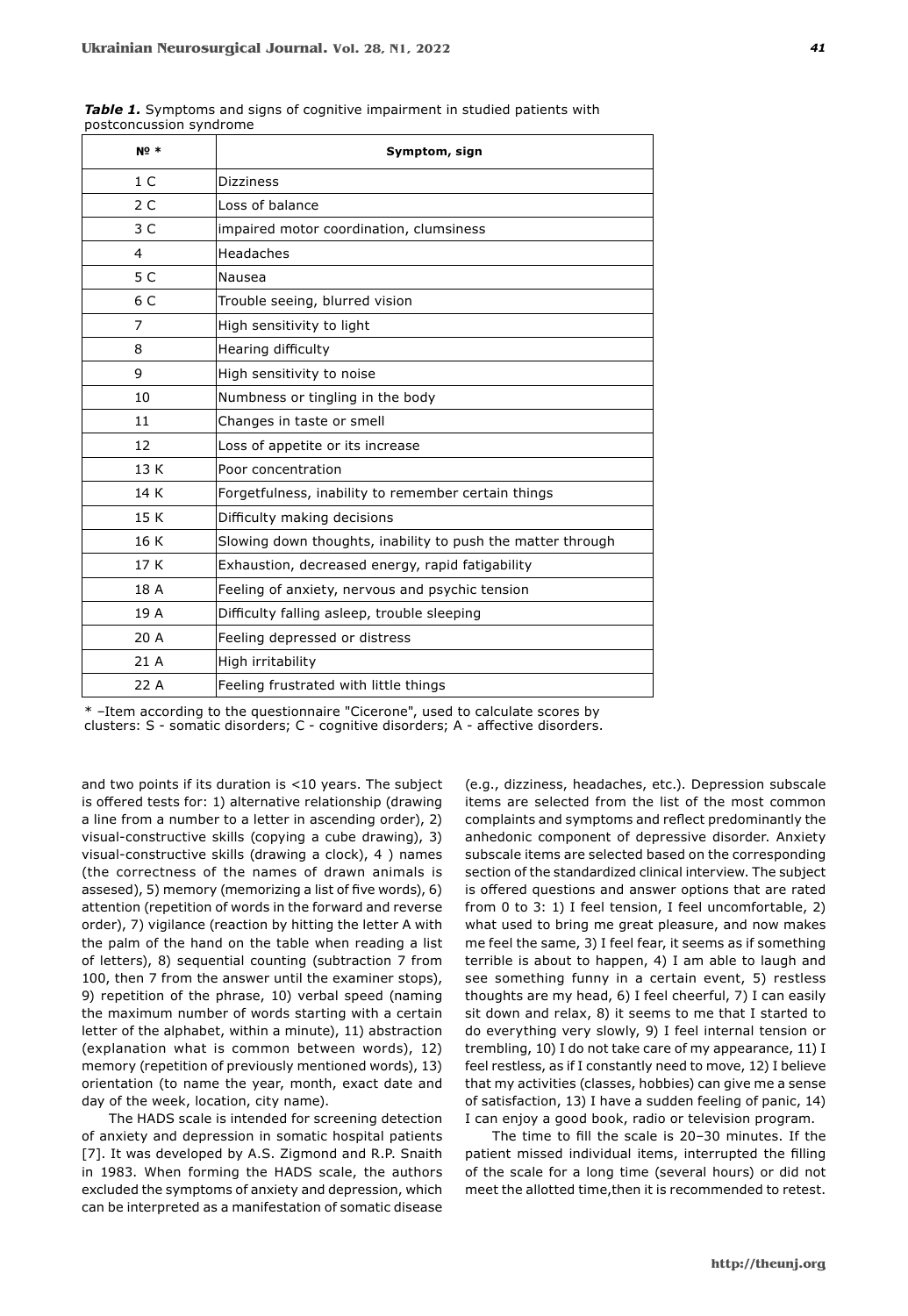***Table 1.*** Symptoms and signs of cognitive impairment in studied patients with postconcussion syndrome

| № * | Symptom, sign |
|---|---|
| 1 C | Dizziness |
| 2 C | Loss of balance |
| 3 C | impaired motor coordination, clumsiness |
| 4 | Headaches |
| 5 C | Nausea |
| 6 C | Trouble seeing, blurred vision |
| 7 | High sensitivity to light |
| 8 | Hearing difficulty |
| 9 | High sensitivity to noise |
| 10 | Numbness or tingling in the body |
| 11 | Changes in taste or smell |
| 12 | Loss of appetite or its increase |
| 13 K | Poor concentration |
| 14 K | Forgetfulness, inability to remember certain things |
| 15 K | Difficulty making decisions |
| 16 K | Slowing down thoughts, inability to push the matter through |
| 17 K | Exhaustion, decreased energy, rapid fatigability |
| 18 A | Feeling of anxiety, nervous and psychic tension |
| 19 A | Difficulty falling asleep, trouble sleeping |
| 20 A | Feeling depressed or distress |
| 21 A | High irritability |
| 22 A | Feeling frustrated with little things |

* –Item according to the questionnaire "Cicerone", used to calculate scores by clusters: S - somatic disorders; C - cognitive disorders; A - affective disorders.

and two points if its duration is <10 years. The subject is offered tests for: 1) alternative relationship (drawing a line from a number to a letter in ascending order), 2) visual-constructive skills (copying a cube drawing), 3) visual-constructive skills (drawing a clock), 4 ) names (the correctness of the names of drawn animals is assesed), 5) memory (memorizing a list of five words), 6) attention (repetition of words in the forward and reverse order), 7) vigilance (reaction by hitting the letter A with the palm of the hand on the table when reading a list of letters), 8) sequential counting (subtraction 7 from 100, then 7 from the answer until the examiner stops), 9) repetition of the phrase, 10) verbal speed (naming the maximum number of words starting with a certain letter of the alphabet, within a minute), 11) abstraction (explanation what is common between words), 12) memory (repetition of previously mentioned words), 13) orientation (to name the year, month, exact date and day of the week, location, city name).

The HADS scale is intended for screening detection of anxiety and depression in somatic hospital patients [7]. It was developed by A.S. Zigmond and R.P. Snaith in 1983. When forming the HADS scale, the authors excluded the symptoms of anxiety and depression, which can be interpreted as a manifestation of somatic disease (e.g., dizziness, headaches, etc.). Depression subscale items are selected from the list of the most common complaints and symptoms and reflect predominantly the anhedonic component of depressive disorder. Anxiety subscale items are selected based on the corresponding section of the standardized clinical interview. The subject is offered questions and answer options that are rated from 0 to 3: 1) I feel tension, I feel uncomfortable, 2) what used to bring me great pleasure, and now makes me feel the same, 3) I feel fear, it seems as if something terrible is about to happen, 4) I am able to laugh and see something funny in a certain event, 5) restless thoughts are my head, 6) I feel cheerful, 7) I can easily sit down and relax, 8) it seems to me that I started to do everything very slowly, 9) I feel internal tension or trembling, 10) I do not take care of my appearance, 11) I feel restless, as if I constantly need to move, 12) I believe that my activities (classes, hobbies) can give me a sense of satisfaction, 13) I have a sudden feeling of panic, 14) I can enjoy a good book, radio or television program.

The time to fill the scale is 20–30 minutes. If the patient missed individual items, interrupted the filling of the scale for a long time (several hours) or did not meet the allotted time,then it is recommended to retest.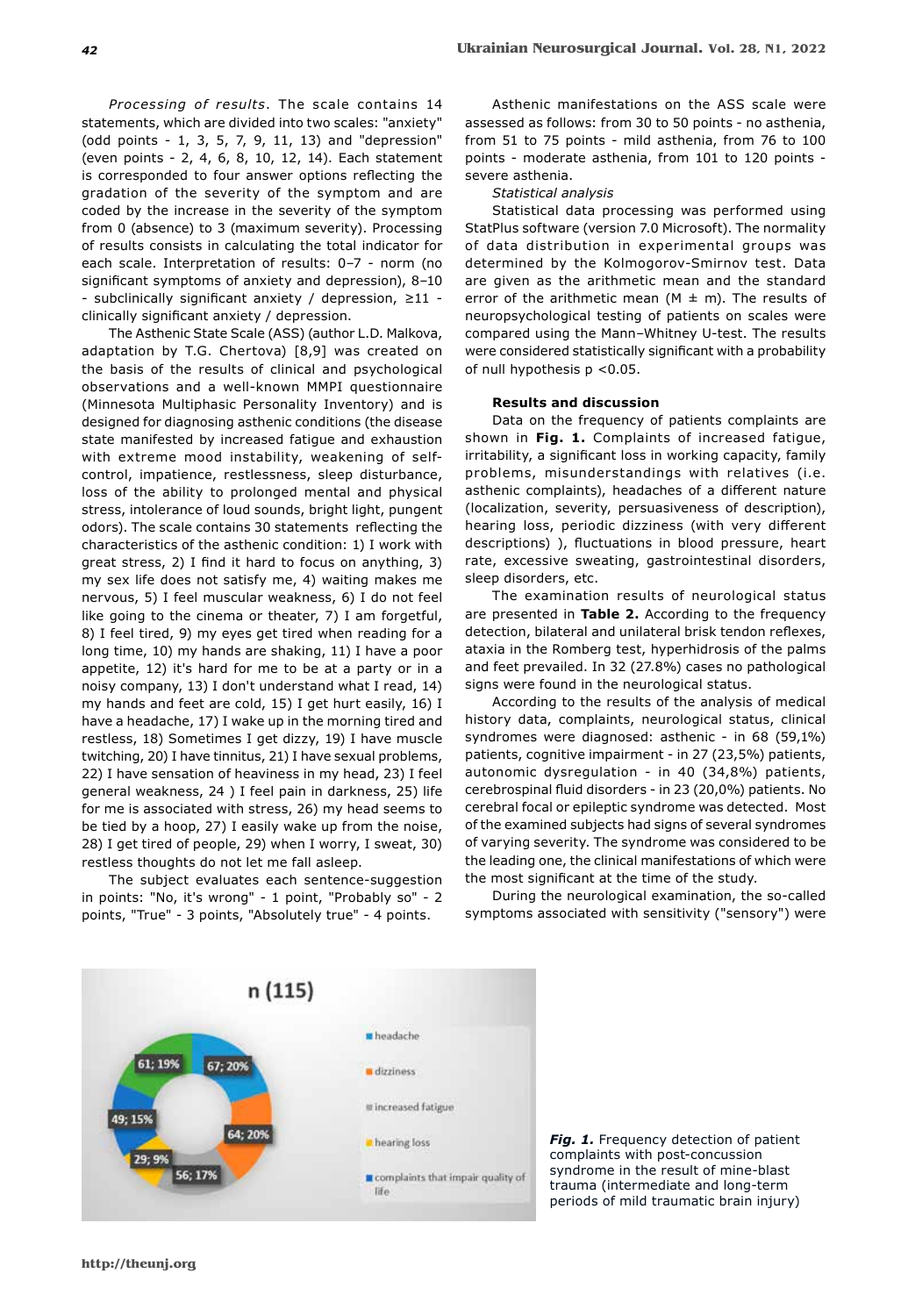*Processing of results*. The scale contains 14 statements, which are divided into two scales: "anxiety" (odd points - 1, 3, 5, 7, 9, 11, 13) and "depression" (even points - 2, 4, 6, 8, 10, 12, 14). Each statement is corresponded to four answer options reflecting the gradation of the severity of the symptom and are coded by the increase in the severity of the symptom from 0 (absence) to 3 (maximum severity). Processing of results consists in calculating the total indicator for each scale. Interpretation of results: 0–7 - norm (no significant symptoms of anxiety and depression), 8–10 - subclinically significant anxiety / depression, ≥11 - clinically significant anxiety / depression.

The Asthenic State Scale (ASS) (author L.D. Malkova, adaptation by T.G. Chertova) [8,9] was created on the basis of the results of clinical and psychological observations and a well-known MMPI questionnaire (Minnesota Multiphasic Personality Inventory) and is designed for diagnosing asthenic conditions (the disease state manifested by increased fatigue and exhaustion with extreme mood instability, weakening of self-control, impatience, restlessness, sleep disturbance, loss of the ability to prolonged mental and physical stress, intolerance of loud sounds, bright light, pungent odors). The scale contains 30 statements reflecting the characteristics of the asthenic condition: 1) I work with great stress, 2) I find it hard to focus on anything, 3) my sex life does not satisfy me, 4) waiting makes me nervous, 5) I feel muscular weakness, 6) I do not feel like going to the cinema or theater, 7) I am forgetful, 8) I feel tired, 9) my eyes get tired when reading for a long time, 10) my hands are shaking, 11) I have a poor appetite, 12) it's hard for me to be at a party or in a noisy company, 13) I don't understand what I read, 14) my hands and feet are cold, 15) I get hurt easily, 16) I have a headache, 17) I wake up in the morning tired and restless, 18) Sometimes I get dizzy, 19) I have muscle twitching, 20) I have tinnitus, 21) I have sexual problems, 22) I have sensation of heaviness in my head, 23) I feel general weakness, 24 ) I feel pain in darkness, 25) life for me is associated with stress, 26) my head seems to be tied by a hoop, 27) I easily wake up from the noise, 28) I get tired of people, 29) when I worry, I sweat, 30) restless thoughts do not let me fall asleep.

The subject evaluates each sentence-suggestion in points: "No, it's wrong" - 1 point, "Probably so" - 2 points, "True" - 3 points, "Absolutely true" - 4 points.

Asthenic manifestations on the ASS scale were assessed as follows: from 30 to 50 points - no asthenia, from 51 to 75 points - mild asthenia, from 76 to 100 points - moderate asthenia, from 101 to 120 points - severe asthenia.

*Statistical analysis*

Statistical data processing was performed using StatPlus software (version 7.0 Microsoft). The normality of data distribution in experimental groups was determined by the Kolmogorov-Smirnov test. Data are given as the arithmetic mean and the standard error of the arithmetic mean (M ± m). The results of neuropsychological testing of patients on scales were compared using the Mann–Whitney U-test. The results were considered statistically significant with a probability of null hypothesis $p < 0.05$.

## Results and discussion

Data on the frequency of patients complaints are shown in **Fig. 1.** Complaints of increased fatigue, irritability, a significant loss in working capacity, family problems, misunderstandings with relatives (i.e. asthenic complaints), headaches of a different nature (localization, severity, persuasiveness of description), hearing loss, periodic dizziness (with very different descriptions) ), fluctuations in blood pressure, heart rate, excessive sweating, gastrointestinal disorders, sleep disorders, etc.

The examination results of neurological status are presented in **Table 2.** According to the frequency detection, bilateral and unilateral brisk tendon reflexes, ataxia in the Romberg test, hyperhidrosis of the palms and feet prevailed. In 32 (27.8%) cases no pathological signs were found in the neurological status.

According to the results of the analysis of medical history data, complaints, neurological status, clinical syndromes were diagnosed: asthenic - in 68 (59,1%) patients, cognitive impairment - in 27 (23,5%) patients, autonomic dysregulation - in 40 (34,8%) patients, cerebrospinal fluid disorders - in 23 (20,0%) patients. No cerebral focal or epileptic syndrome was detected. Most of the examined subjects had signs of several syndromes of varying severity. The syndrome was considered to be the leading one, the clinical manifestations of which were the most significant at the time of the study.

During the neurological examination, the so-called symptoms associated with sensitivity ("sensory") were

***Fig. 1.*** Frequency detection of patient complaints with post-concussion syndrome in the result of mine-blast trauma (intermediate and long-term periods of mild traumatic brain injury)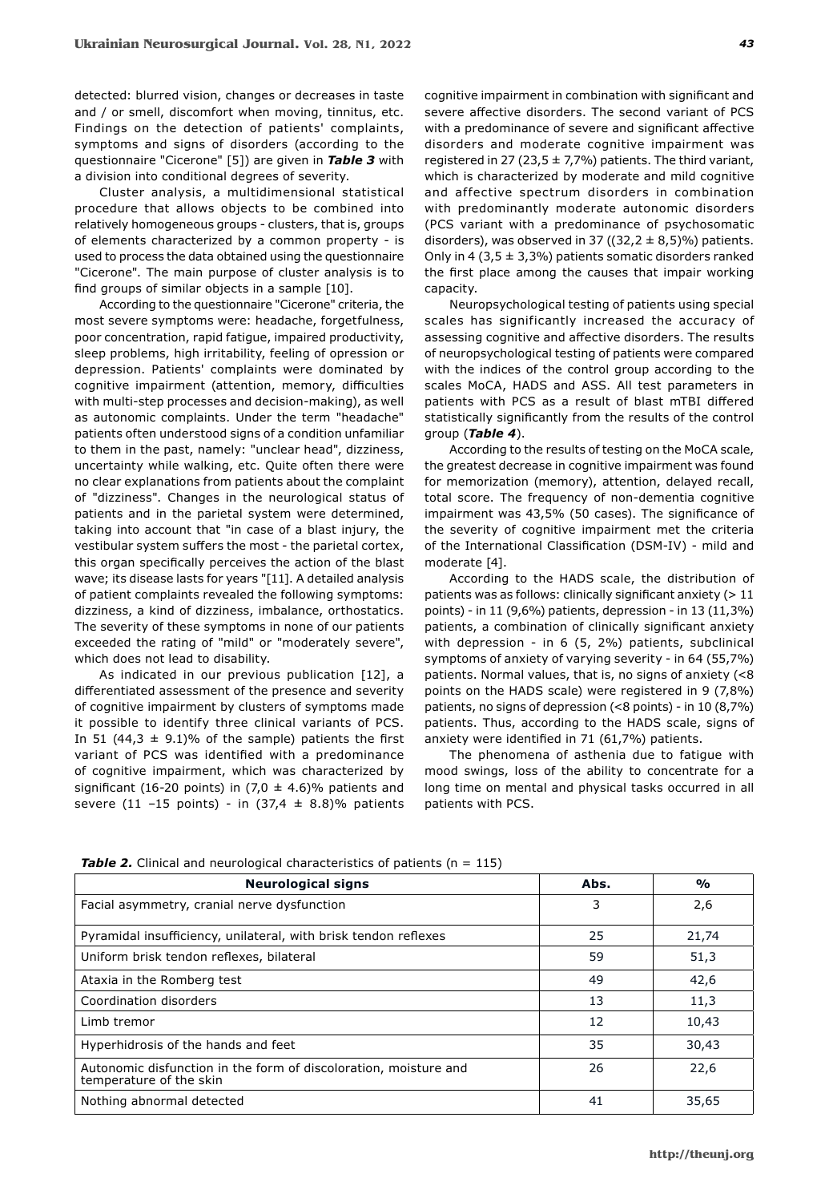detected: blurred vision, changes or decreases in taste and / or smell, discomfort when moving, tinnitus, etc. Findings on the detection of patients' complaints, symptoms and signs of disorders (according to the questionnaire "Cicerone" [5]) are given in ***Table 3*** with a division into conditional degrees of severity.

Cluster analysis, a multidimensional statistical procedure that allows objects to be combined into relatively homogeneous groups - clusters, that is, groups of elements characterized by a common property - is used to process the data obtained using the questionnaire "Cicerone". The main purpose of cluster analysis is to find groups of similar objects in a sample [10].

According to the questionnaire "Cicerone" criteria, the most severe symptoms were: headache, forgetfulness, poor concentration, rapid fatigue, impaired productivity, sleep problems, high irritability, feeling of opression or depression. Patients' complaints were dominated by cognitive impairment (attention, memory, difficulties with multi-step processes and decision-making), as well as autonomic complaints. Under the term "headache" patients often understood signs of a condition unfamiliar to them in the past, namely: "unclear head", dizziness, uncertainty while walking, etc. Quite often there were no clear explanations from patients about the complaint of "dizziness". Changes in the neurological status of patients and in the parietal system were determined, taking into account that "in case of a blast injury, the vestibular system suffers the most - the parietal cortex, this organ specifically perceives the action of the blast wave; its disease lasts for years "[11]. A detailed analysis of patient complaints revealed the following symptoms: dizziness, a kind of dizziness, imbalance, orthostatics. The severity of these symptoms in none of our patients exceeded the rating of "mild" or "moderately severe", which does not lead to disability.

As indicated in our previous publication [12], a differentiated assessment of the presence and severity of cognitive impairment by clusters of symptoms made it possible to identify three clinical variants of PCS. In 51 (44,3 ± 9.1)% of the sample) patients the first variant of PCS was identified with a predominance of cognitive impairment, which was characterized by significant (16-20 points) in (7,0 ± 4.6)% patients and severe (11 –15 points) - in (37,4 ± 8.8)% patients cognitive impairment in combination with significant and severe affective disorders. The second variant of PCS with a predominance of severe and significant affective disorders and moderate cognitive impairment was registered in 27 (23,5 ± 7,7%) patients. The third variant, which is characterized by moderate and mild cognitive and affective spectrum disorders in combination with predominantly moderate autonomic disorders (PCS variant with a predominance of psychosomatic disorders), was observed in 37 ((32,2 ± 8,5)%) patients. Only in 4 (3,5 ± 3,3%) patients somatic disorders ranked the first place among the causes that impair working capacity.

Neuropsychological testing of patients using special scales has significantly increased the accuracy of assessing cognitive and affective disorders. The results of neuropsychological testing of patients were compared with the indices of the control group according to the scales MoCA, HADS and ASS. All test parameters in patients with PCS as a result of blast mTBI differed statistically significantly from the results of the control group (***Table 4***).

According to the results of testing on the MoCA scale, the greatest decrease in cognitive impairment was found for memorization (memory), attention, delayed recall, total score. The frequency of non-dementia cognitive impairment was 43,5% (50 cases). The significance of the severity of cognitive impairment met the criteria of the International Classification (DSM-IV) - mild and moderate [4].

According to the HADS scale, the distribution of patients was as follows: clinically significant anxiety (> 11 points) - in 11 (9,6%) patients, depression - in 13 (11,3%) patients, a combination of clinically significant anxiety with depression - in 6 (5, 2%) patients, subclinical symptoms of anxiety of varying severity - in 64 (55,7%) patients. Normal values, that is, no signs of anxiety (<8 points on the HADS scale) were registered in 9 (7,8%) patients, no signs of depression (<8 points) - in 10 (8,7%) patients. Thus, according to the HADS scale, signs of anxiety were identified in 71 (61,7%) patients.

The phenomena of asthenia due to fatigue with mood swings, loss of the ability to concentrate for a long time on mental and physical tasks occurred in all patients with PCS.

***Table 2.*** Clinical and neurological characteristics of patients (n = 115)

| Neurological signs | Abs. | % |
|---|---|---|
| Facial asymmetry, cranial nerve dysfunction | 3 | 2,6 |
| Pyramidal insufficiency, unilateral, with brisk tendon reflexes | 25 | 21,74 |
| Uniform brisk tendon reflexes, bilateral | 59 | 51,3 |
| Ataxia in the Romberg test | 49 | 42,6 |
| Coordination disorders | 13 | 11,3 |
| Limb tremor | 12 | 10,43 |
| Hyperhidrosis of the hands and feet | 35 | 30,43 |
| Autonomic disfunction in the form of discoloration, moisture and temperature of the skin | 26 | 22,6 |
| Nothing abnormal detected | 41 | 35,65 |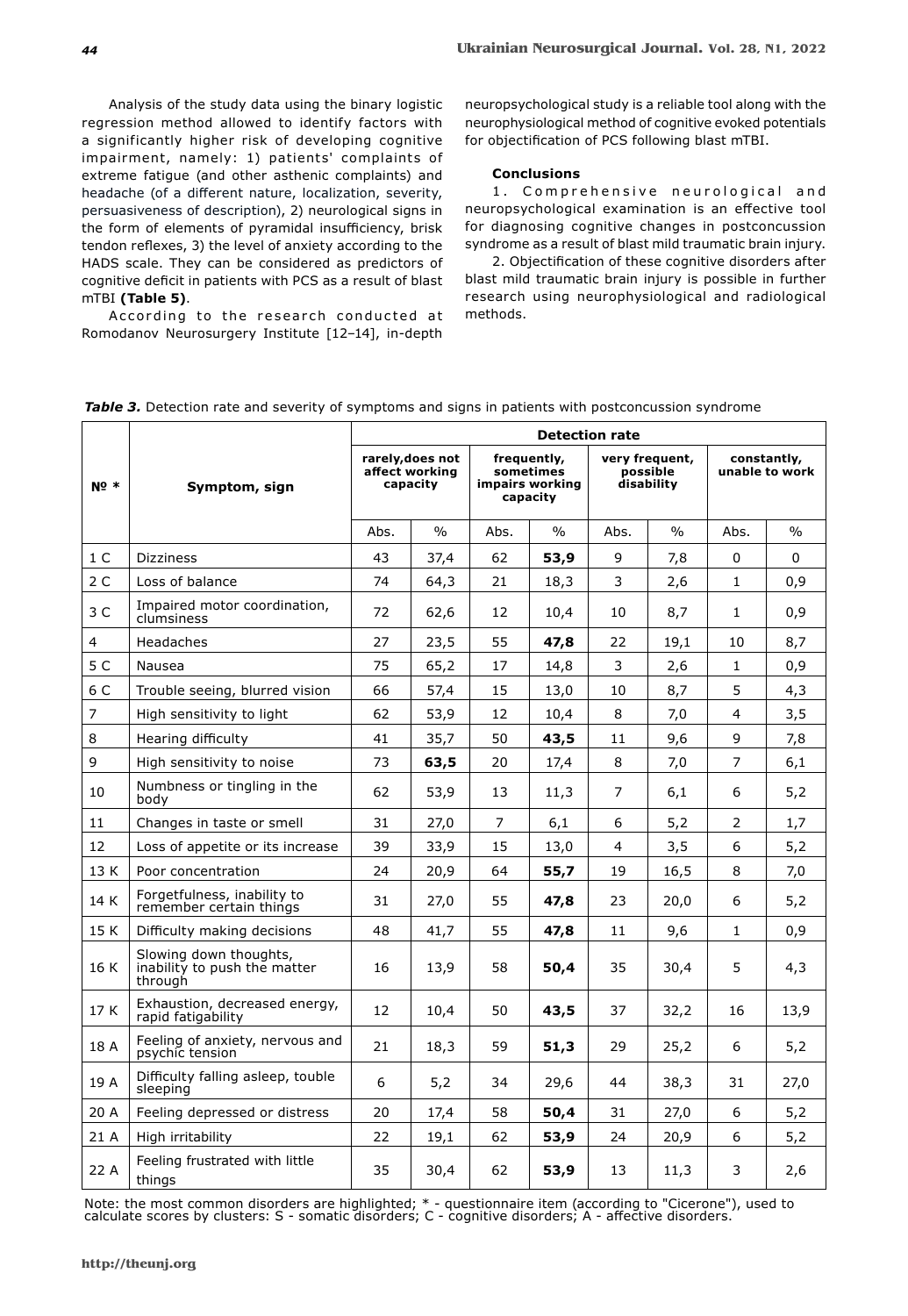Analysis of the study data using the binary logistic regression method allowed to identify factors with a significantly higher risk of developing cognitive impairment, namely: 1) patients' complaints of extreme fatigue (and other asthenic complaints) and headache (of a different nature, localization, severity, persuasiveness of description), 2) neurological signs in the form of elements of pyramidal insufficiency, brisk tendon reflexes, 3) the level of anxiety according to the HADS scale. They can be considered as predictors of cognitive deficit in patients with PCS as a result of blast mTBI **(Table 5)**.

According to the research conducted at Romodanov Neurosurgery Institute [12–14], in-depth neuropsychological study is a reliable tool along with the neurophysiological method of cognitive evoked potentials for objectification of PCS following blast mTBI.

### Conclusions

1. Comprehensive neurological and neuropsychological examination is an effective tool for diagnosing cognitive changes in postconcussion syndrome as a result of blast mild traumatic brain injury.

2. Objectification of these cognitive disorders after blast mild traumatic brain injury is possible in further research using neurophysiological and radiological methods.

***Table 3.*** Detection rate and severity of symptoms and signs in patients with postconcussion syndrome

| № * | Symptom, sign | Detection rate | | | | | | | |
|---|---|---|---|---|---|---|---|---|---|
| | | rarely,does not affect working capacity | | frequently, sometimes impairs working capacity | | very frequent, possible disability | | constantly, unable to work | |
| | | Abs. | % | Abs. | % | Abs. | % | Abs. | % |
| 1 C | Dizziness | 43 | 37,4 | 62 | **53,9** | 9 | 7,8 | 0 | 0 |
| 2 C | Loss of balance | 74 | 64,3 | 21 | 18,3 | 3 | 2,6 | 1 | 0,9 |
| 3 C | Impaired motor coordination, clumsiness | 72 | 62,6 | 12 | 10,4 | 10 | 8,7 | 1 | 0,9 |
| 4 | Headaches | 27 | 23,5 | 55 | **47,8** | 22 | 19,1 | 10 | 8,7 |
| 5 C | Nausea | 75 | 65,2 | 17 | 14,8 | 3 | 2,6 | 1 | 0,9 |
| 6 C | Trouble seeing, blurred vision | 66 | 57,4 | 15 | 13,0 | 10 | 8,7 | 5 | 4,3 |
| 7 | High sensitivity to light | 62 | 53,9 | 12 | 10,4 | 8 | 7,0 | 4 | 3,5 |
| 8 | Hearing difficulty | 41 | 35,7 | 50 | **43,5** | 11 | 9,6 | 9 | 7,8 |
| 9 | High sensitivity to noise | 73 | **63,5** | 20 | 17,4 | 8 | 7,0 | 7 | 6,1 |
| 10 | Numbness or tingling in the body | 62 | 53,9 | 13 | 11,3 | 7 | 6,1 | 6 | 5,2 |
| 11 | Changes in taste or smell | 31 | 27,0 | 7 | 6,1 | 6 | 5,2 | 2 | 1,7 |
| 12 | Loss of appetite or its increase | 39 | 33,9 | 15 | 13,0 | 4 | 3,5 | 6 | 5,2 |
| 13 K | Poor concentration | 24 | 20,9 | 64 | **55,7** | 19 | 16,5 | 8 | 7,0 |
| 14 K | Forgetfulness, inability to remember certain things | 31 | 27,0 | 55 | **47,8** | 23 | 20,0 | 6 | 5,2 |
| 15 K | Difficulty making decisions | 48 | 41,7 | 55 | **47,8** | 11 | 9,6 | 1 | 0,9 |
| 16 K | Slowing down thoughts, inability to push the matter through | 16 | 13,9 | 58 | **50,4** | 35 | 30,4 | 5 | 4,3 |
| 17 K | Exhaustion, decreased energy, rapid fatigability | 12 | 10,4 | 50 | **43,5** | 37 | 32,2 | 16 | 13,9 |
| 18 A | Feeling of anxiety, nervous and psychic tension | 21 | 18,3 | 59 | **51,3** | 29 | 25,2 | 6 | 5,2 |
| 19 A | Difficulty falling asleep, touble sleeping | 6 | 5,2 | 34 | 29,6 | 44 | 38,3 | 31 | 27,0 |
| 20 A | Feeling depressed or distress | 20 | 17,4 | 58 | **50,4** | 31 | 27,0 | 6 | 5,2 |
| 21 A | High irritability | 22 | 19,1 | 62 | **53,9** | 24 | 20,9 | 6 | 5,2 |
| 22 A | Feeling frustrated with little things | 35 | 30,4 | 62 | **53,9** | 13 | 11,3 | 3 | 2,6 |

Note: the most common disorders are highlighted; * - questionnaire item (according to "Cicerone"), used to calculate scores by clusters: S - somatic disorders; C - cognitive disorders; A - affective disorders.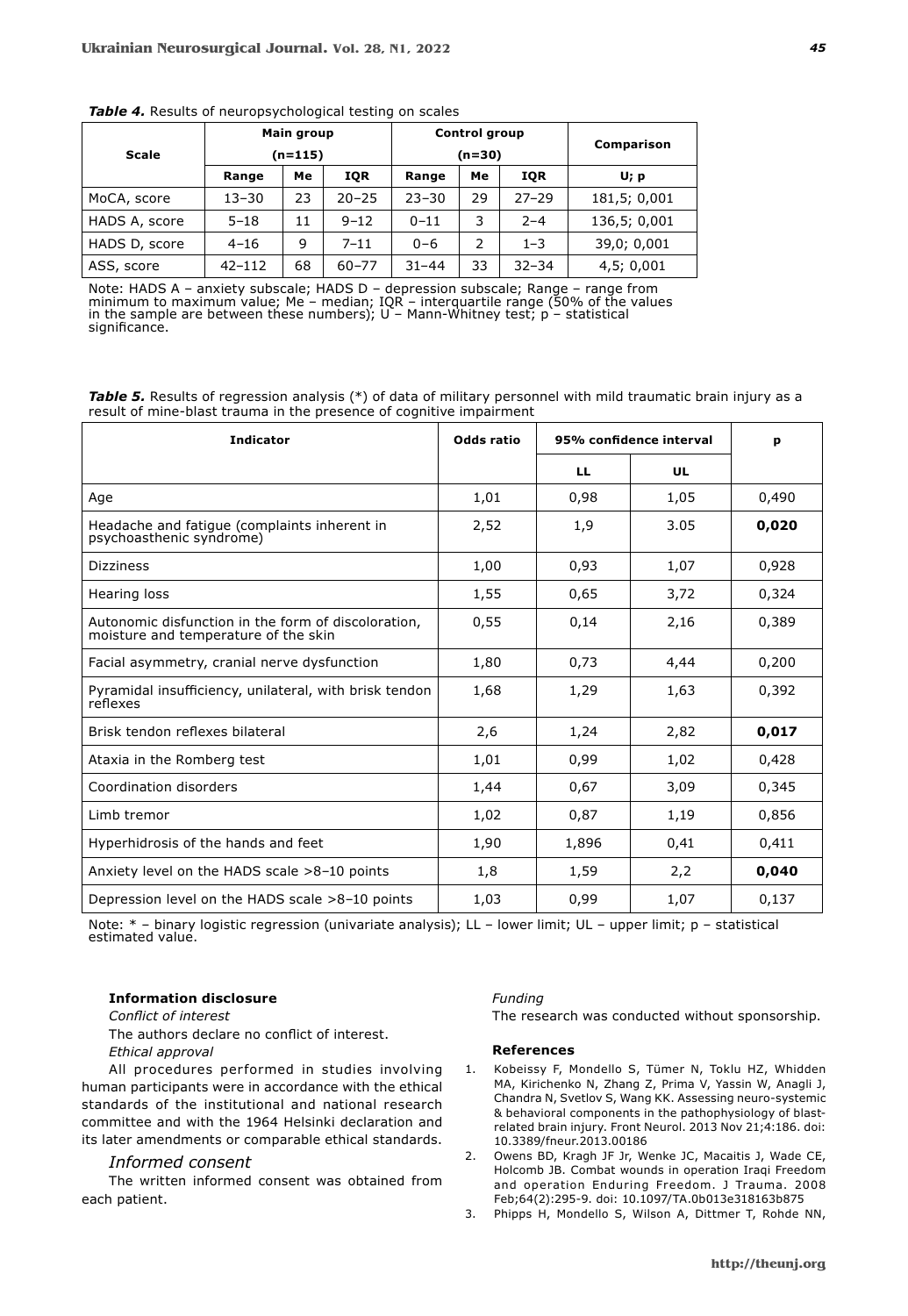***Table 4.*** Results of neuropsychological testing on scales

| Scale | Main group (n=115) | | | Control group (n=30) | | | Comparison |
|---|---|---|---|---|---|---|---|
| | Range | Me | IQR | Range | Me | IQR | U; p |
| MoCA, score | 13–30 | 23 | 20–25 | 23–30 | 29 | 27–29 | 181,5; 0,001 |
| HADS A, score | 5–18 | 11 | 9–12 | 0–11 | 3 | 2–4 | 136,5; 0,001 |
| HADS D, score | 4–16 | 9 | 7–11 | 0–6 | 2 | 1–3 | 39,0; 0,001 |
| ASS, score | 42–112 | 68 | 60–77 | 31–44 | 33 | 32–34 | 4,5; 0,001 |

Note: HADS A – anxiety subscale; HADS D – depression subscale; Range – range from minimum to maximum value; Me – median; IQR – interquartile range (50% of the values in the sample are between these numbers); U – Mann-Whitney test; p – statistical significance.

***Table 5.*** Results of regression analysis (*) of data of military personnel with mild traumatic brain injury as a result of mine-blast trauma in the presence of cognitive impairment

| Indicator | Odds ratio | 95% confidence interval | | p |
|---|---|---|---|---|
| | | LL | UL | |
| Age | 1,01 | 0,98 | 1,05 | 0,490 |
| Headache and fatigue (complaints inherent in psychoasthenic syndrome) | 2,52 | 1,9 | 3.05 | **0,020** |
| Dizziness | 1,00 | 0,93 | 1,07 | 0,928 |
| Hearing loss | 1,55 | 0,65 | 3,72 | 0,324 |
| Autonomic dysfunction in the form of discoloration, moisture and temperature of the skin | 0,55 | 0,14 | 2,16 | 0,389 |
| Facial asymmetry, cranial nerve dysfunction | 1,80 | 0,73 | 4,44 | 0,200 |
| Pyramidal insufficiency, unilateral, with brisk tendon reflexes | 1,68 | 1,29 | 1,63 | 0,392 |
| Brisk tendon reflexes bilateral | 2,6 | 1,24 | 2,82 | **0,017** |
| Ataxia in the Romberg test | 1,01 | 0,99 | 1,02 | 0,428 |
| Coordination disorders | 1,44 | 0,67 | 3,09 | 0,345 |
| Limb tremor | 1,02 | 0,87 | 1,19 | 0,856 |
| Hyperhidrosis of the hands and feet | 1,90 | 1,896 | 0,41 | 0,411 |
| Anxiety level on the HADS scale >8–10 points | 1,8 | 1,59 | 2,2 | **0,040** |
| Depression level on the HADS scale >8–10 points | 1,03 | 0,99 | 1,07 | 0,137 |

Note: * – binary logistic regression (univariate analysis); LL – lower limit; UL – upper limit; p – statistical estimated value.

#### Information disclosure

*Conflict of interest*

The authors declare no conflict of interest.

*Ethical approval*

All procedures performed in studies involving human participants were in accordance with the ethical standards of the institutional and national research committee and with the 1964 Helsinki declaration and its later amendments or comparable ethical standards.

*Informed consent*

The written informed consent was obtained from each patient.

*Funding*

The research was conducted without sponsorship.

#### References

1. Kobeissy F, Mondello S, Tümer N, Toklu HZ, Whidden MA, Kirichenko N, Zhang Z, Prima V, Yassin W, Anagli J, Chandra N, Svetlov S, Wang KK. Assessing neuro-systemic & behavioral components in the pathophysiology of blast-related brain injury. Front Neurol. 2013 Nov 21;4:186. doi: 10.3389/fneur.2013.00186
2. Owens BD, Kragh JF Jr, Wenke JC, Macaitis J, Wade CE, Holcomb JB. Combat wounds in operation Iraqi Freedom and operation Enduring Freedom. J Trauma. 2008 Feb;64(2):295-9. doi: 10.1097/TA.0b013e318163b875
3. Phipps H, Mondello S, Wilson A, Dittmer T, Rohde NN,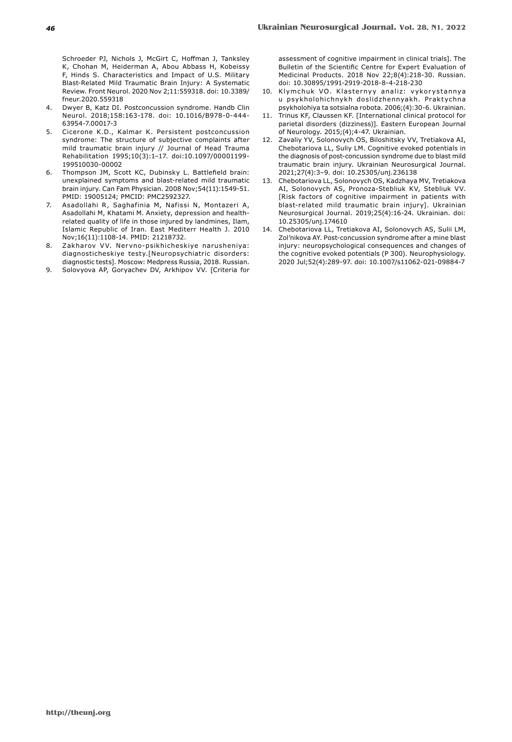Schroeder PJ, Nichols J, McGirt C, Hoffman J, Tanksley K, Chohan M, Heiderman A, Abou Abbass H, Kobeissy F, Hinds S. Characteristics and Impact of U.S. Military Blast-Related Mild Traumatic Brain Injury: A Systematic Review. Front Neurol. 2020 Nov 2;11:559318. doi: 10.3389/fneur.2020.559318

4. Dwyer B, Katz DI. Postconcussion syndrome. Handb Clin Neurol. 2018;158:163-178. doi: 10.1016/B978-0-444-63954-7.00017-3
5. Cicerone K.D., Kalmar K. Persistent postconcussion syndrome: The structure of subjective complaints after mild traumatic brain injury // Journal of Head Trauma Rehabilitation 1995;10(3):1–17. doi:10.1097/00001199-199510030-00002
6. Thompson JM, Scott KC, Dubinsky L. Battlefield brain: unexplained symptoms and blast-related mild traumatic brain injury. Can Fam Physician. 2008 Nov;54(11):1549-51. PMID: 19005124; PMCID: PMC2592327.
7. Asadollahi R, Saghafinia M, Nafissi N, Montazeri A, Asadollahi M, Khatami M. Anxiety, depression and health-related quality of life in those injured by landmines, Ilam, Islamic Republic of Iran. East Mediterr Health J. 2010 Nov;16(11):1108-14. PMID: 21218732.
8. Zakharov VV. Nervno-psikhicheskiye narusheniya: diagnosticheskiye testy.[Neuropsychiatric disorders: diagnostic tests]. Moscow: Medpress Russia, 2018. Russian.
9. Solovyova AP, Goryachev DV, Arkhipov VV. [Criteria for assessment of cognitive impairment in clinical trials]. The Bulletin of the Scientific Centre for Expert Evaluation of Medicinal Products. 2018 Nov 22;8(4):218-30. Russian. doi: 10.30895/1991-2919-2018-8-4-218-230
10. Klymchuk VO. Klasternyy analiz: vykorystannya u psykholohichnykh doslidzhennyakh. Praktychna psykholohiya ta sotsialna robota. 2006;(4):30-6. Ukrainian.
11. Trinus KF, Claussen KF. [International clinical protocol for parietal disorders (dizziness)]. Eastern European Journal of Neurology. 2015;(4);4-47. Ukrainian.
12. Zavaliy YV, Solonovych OS, Biloshitsky VV, Tretiakova AI, Chebotariova LL, Suliy LM. Cognitive evoked potentials in the diagnosis of post-concussion syndrome due to blast mild traumatic brain injury. Ukrainian Neurosurgical Journal. 2021;27(4):3–9. doi: 10.25305/unj.236138
13. Chebotariova LL, Solonovych OS, Kadzhaya MV, Tretiakova AI, Solonovych AS, Pronoza-Stebliuk KV, Stebliuk VV. [Risk factors of cognitive impairment in patients with blast-related mild traumatic brain injury]. Ukrainian Neurosurgical Journal. 2019;25(4):16-24. Ukrainian. doi: 10.25305/unj.174610
14. Chebotariova LL, Tretiakova AI, Solonovych AS, Sulii LM, Zol'nikova AY. Post-concussion syndrome after a mine blast injury: neuropsychological consequences and changes of the cognitive evoked potentials (P 300). Neurophysiology. 2020 Jul;52(4):289-97. doi: 10.1007/s11062-021-09884-7